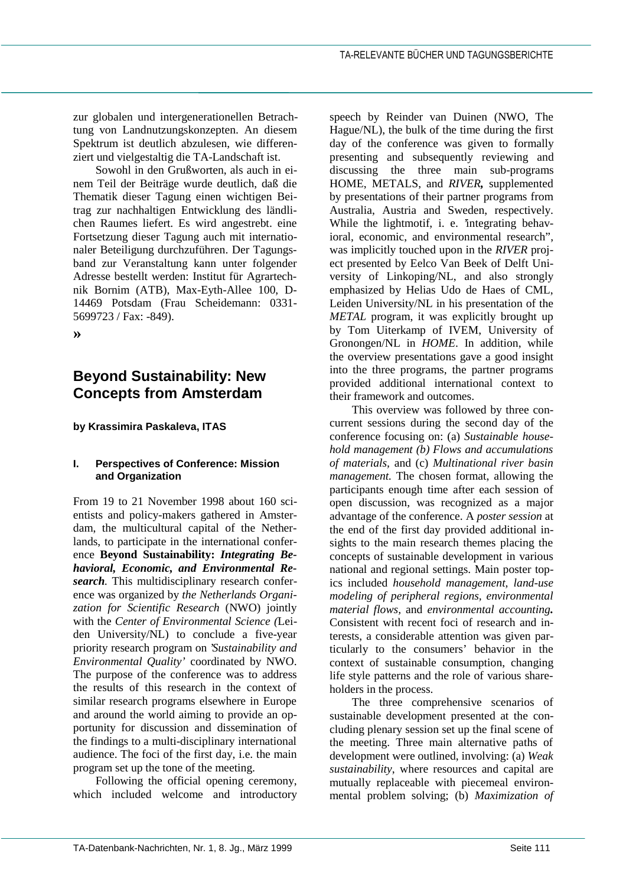zur globalen und intergenerationellen Betrachtung von Landnutzungskonzepten. An diesem Spektrum ist deutlich abzulesen, wie differenziert und vielgestaltig die TA-Landschaft ist.

Sowohl in den Grußworten, als auch in einem Teil der Beiträge wurde deutlich, daß die Thematik dieser Tagung einen wichtigen Beitrag zur nachhaltigen Entwicklung des ländlichen Raumes liefert. Es wird angestrebt. eine Fortsetzung dieser Tagung auch mit internationaler Beteiligung durchzuführen. Der Tagungsband zur Veranstaltung kann unter folgender Adresse bestellt werden: Institut für Agrartechnik Bornim (ATB), Max-Eyth-Allee 100, D-14469 Potsdam (Frau Scheidemann: 0331-5699723 / Fax: -849).

»

## Beyond Sustainability: New Concepts from Amsterdam

**by Krassimira Paskaleva, ITAS**

### I. Perspectives of Conference: Mission and Organization

From 19 to 21 November 1998 about 160 scientists and policy-makers gathered in Amsterdam, the multicultural capital of the Netherlands, to participate in the international conference **Beyond Sustainability:** ***Integrating Behavioral, Economic, and Environmental Research***. This multidisciplinary research conference was organized by *the Netherlands Organization for Scientific Research* (NWO) jointly with the *Center of Environmental Science (*Leiden University/NL) to conclude a five-year priority research program on *"Sustainability and Environmental Quality'* coordinated by NWO. The purpose of the conference was to address the results of this research in the context of similar research programs elsewhere in Europe and around the world aiming to provide an opportunity for discussion and dissemination of the findings to a multi-disciplinary international audience. The foci of the first day, i.e. the main program set up the tone of the meeting.

Following the official opening ceremony, which included welcome and introductory speech by Reinder van Duinen (NWO, The Hague/NL), the bulk of the time during the first day of the conference was given to formally presenting and subsequently reviewing and discussing the three main sub-programs HOME, METALS, and *RIVER**,*** supplemented by presentations of their partner programs from Australia, Austria and Sweden, respectively. While the lightmotif, i. e. "integrating behavioral, economic, and environmental research", was implicitly touched upon in the *RIVER* project presented by Eelco Van Beek of Delft University of Linkoping/NL, and also strongly emphasized by Helias Udo de Haes of CML, Leiden University/NL in his presentation of the *METAL* program, it was explicitly brought up by Tom Uiterkamp of IVEM, University of Gronongen/NL in *HOME*. In addition, while the overview presentations gave a good insight into the three programs, the partner programs provided additional international context to their framework and outcomes.

This overview was followed by three concurrent sessions during the second day of the conference focusing on: (a) *Sustainable household management (b) Flows and accumulations of materials*, and (c) *Multinational river basin management.* The chosen format, allowing the participants enough time after each session of open discussion, was recognized as a major advantage of the conference. A *poster session* at the end of the first day provided additional insights to the main research themes placing the concepts of sustainable development in various national and regional settings. Main poster topics included *household management*, *land-use modeling of peripheral regions*, *environmental material flows*, and *environmental accounting****.*** Consistent with recent foci of research and interests, a considerable attention was given particularly to the consumers' behavior in the context of sustainable consumption, changing life style patterns and the role of various shareholders in the process.

The three comprehensive scenarios of sustainable development presented at the concluding plenary session set up the final scene of the meeting. Three main alternative paths of development were outlined, involving: (a) *Weak sustainability*, where resources and capital are mutually replaceable with piecemeal environmental problem solving; (b) *Maximization of*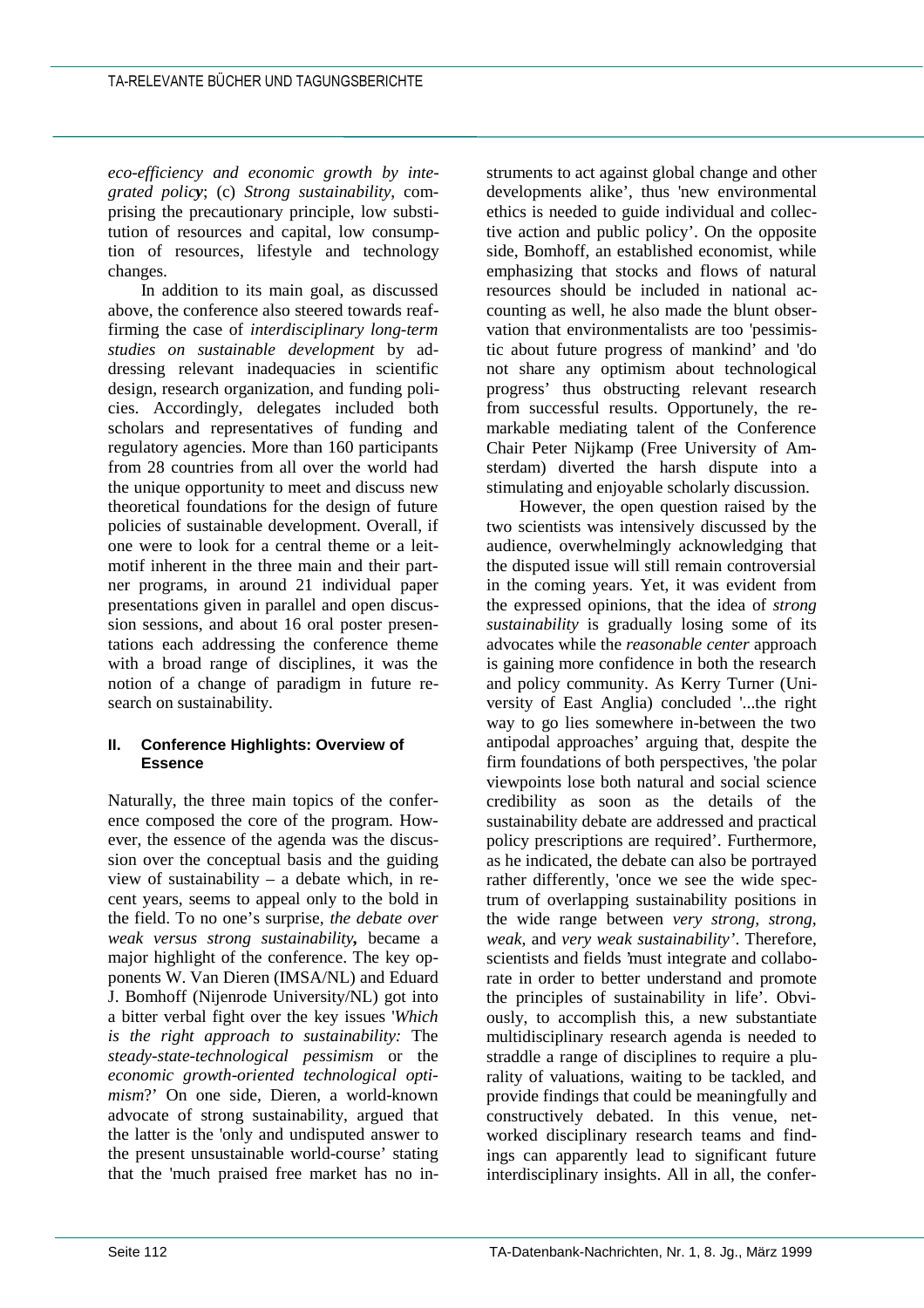*eco-efficiency and economic growth by integrated policy*; (c) *Strong sustainability*, comprising the precautionary principle, low substitution of resources and capital, low consumption of resources, lifestyle and technology changes.

In addition to its main goal, as discussed above, the conference also steered towards reaffirming the case of *interdisciplinary long-term studies on sustainable development* by addressing relevant inadequacies in scientific design, research organization, and funding policies. Accordingly, delegates included both scholars and representatives of funding and regulatory agencies. More than 160 participants from 28 countries from all over the world had the unique opportunity to meet and discuss new theoretical foundations for the design of future policies of sustainable development. Overall, if one were to look for a central theme or a leitmotif inherent in the three main and their partner programs, in around 21 individual paper presentations given in parallel and open discussion sessions, and about 16 oral poster presentations each addressing the conference theme with a broad range of disciplines, it was the notion of a change of paradigm in future research on sustainability.

## II. Conference Highlights: Overview of Essence

Naturally, the three main topics of the conference composed the core of the program. However, the essence of the agenda was the discussion over the conceptual basis and the guiding view of sustainability – a debate which, in recent years, seems to appeal only to the bold in the field. To no one's surprise, *the debate over weak versus strong sustainability*, became a major highlight of the conference. The key opponents W. Van Dieren (IMSA/NL) and Eduard J. Bomhoff (Nijenrode University/NL) got into a bitter verbal fight over the key issues '*Which is the right approach to sustainability:* The *steady-state-technological pessimism* or the *economic growth-oriented technological optimism*?' On one side, Dieren, a world-known advocate of strong sustainability, argued that the latter is the 'only and undisputed answer to the present unsustainable world-course' stating that the 'much praised free market has no instruments to act against global change and other developments alike', thus 'new environmental ethics is needed to guide individual and collective action and public policy'. On the opposite side, Bomhoff, an established economist, while emphasizing that stocks and flows of natural resources should be included in national accounting as well, he also made the blunt observation that environmentalists are too 'pessimistic about future progress of mankind' and 'do not share any optimism about technological progress' thus obstructing relevant research from successful results. Opportunely, the remarkable mediating talent of the Conference Chair Peter Nijkamp (Free University of Amsterdam) diverted the harsh dispute into a stimulating and enjoyable scholarly discussion.

However, the open question raised by the two scientists was intensively discussed by the audience, overwhelmingly acknowledging that the disputed issue will still remain controversial in the coming years. Yet, it was evident from the expressed opinions, that the idea of *strong sustainability* is gradually losing some of its advocates while the *reasonable center* approach is gaining more confidence in both the research and policy community. As Kerry Turner (University of East Anglia) concluded '...the right way to go lies somewhere in-between the two antipodal approaches' arguing that, despite the firm foundations of both perspectives, 'the polar viewpoints lose both natural and social science credibility as soon as the details of the sustainability debate are addressed and practical policy prescriptions are required'. Furthermore, as he indicated, the debate can also be portrayed rather differently, 'once we see the wide spectrum of overlapping sustainability positions in the wide range between *very strong, strong, weak,* and *very weak sustainability*'. Therefore, scientists and fields 'must integrate and collaborate in order to better understand and promote the principles of sustainability in life'. Obviously, to accomplish this, a new substantiate multidisciplinary research agenda is needed to straddle a range of disciplines to require a plurality of valuations, waiting to be tackled, and provide findings that could be meaningfully and constructively debated. In this venue, networked disciplinary research teams and findings can apparently lead to significant future interdisciplinary insights. All in all, the confer-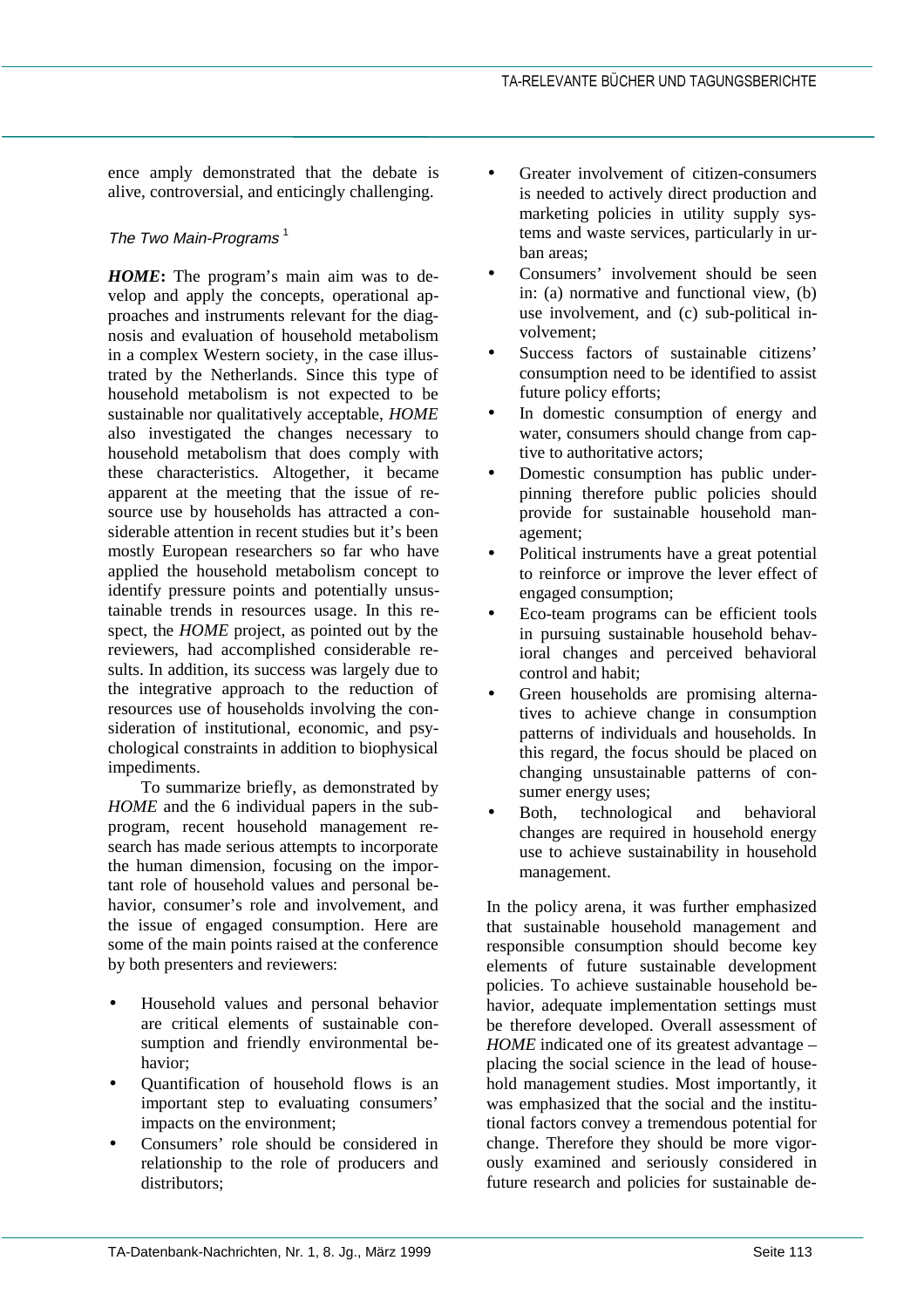ence amply demonstrated that the debate is alive, controversial, and enticingly challenging.

*The Two Main-Programs* [1]

***HOME*:** The program's main aim was to develop and apply the concepts, operational approaches and instruments relevant for the diagnosis and evaluation of household metabolism in a complex Western society, in the case illustrated by the Netherlands. Since this type of household metabolism is not expected to be sustainable nor qualitatively acceptable, *HOME* also investigated the changes necessary to household metabolism that does comply with these characteristics. Altogether, it became apparent at the meeting that the issue of resource use by households has attracted a considerable attention in recent studies but it's been mostly European researchers so far who have applied the household metabolism concept to identify pressure points and potentially unsustainable trends in resources usage. In this respect, the *HOME* project, as pointed out by the reviewers, had accomplished considerable results. In addition, its success was largely due to the integrative approach to the reduction of resources use of households involving the consideration of institutional, economic, and psychological constraints in addition to biophysical impediments.

To summarize briefly, as demonstrated by *HOME* and the 6 individual papers in the subprogram, recent household management research has made serious attempts to incorporate the human dimension, focusing on the important role of household values and personal behavior, consumer's role and involvement, and the issue of engaged consumption. Here are some of the main points raised at the conference by both presenters and reviewers:

- Household values and personal behavior are critical elements of sustainable consumption and friendly environmental behavior;
- Quantification of household flows is an important step to evaluating consumers' impacts on the environment;
- Consumers' role should be considered in relationship to the role of producers and distributors;
- Greater involvement of citizen-consumers is needed to actively direct production and marketing policies in utility supply systems and waste services, particularly in urban areas;
- Consumers' involvement should be seen in: (a) normative and functional view, (b) use involvement, and (c) sub-political involvement;
- Success factors of sustainable citizens' consumption need to be identified to assist future policy efforts;
- In domestic consumption of energy and water, consumers should change from captive to authoritative actors;
- Domestic consumption has public underpinning therefore public policies should provide for sustainable household management;
- Political instruments have a great potential to reinforce or improve the lever effect of engaged consumption;
- Eco-team programs can be efficient tools in pursuing sustainable household behavioral changes and perceived behavioral control and habit;
- Green households are promising alternatives to achieve change in consumption patterns of individuals and households. In this regard, the focus should be placed on changing unsustainable patterns of consumer energy uses;
- Both, technological and behavioral changes are required in household energy use to achieve sustainability in household management.

In the policy arena, it was further emphasized that sustainable household management and responsible consumption should become key elements of future sustainable development policies. To achieve sustainable household behavior, adequate implementation settings must be therefore developed. Overall assessment of *HOME* indicated one of its greatest advantage – placing the social science in the lead of household management studies. Most importantly, it was emphasized that the social and the institutional factors convey a tremendous potential for change. Therefore they should be more vigorously examined and seriously considered in future research and policies for sustainable de-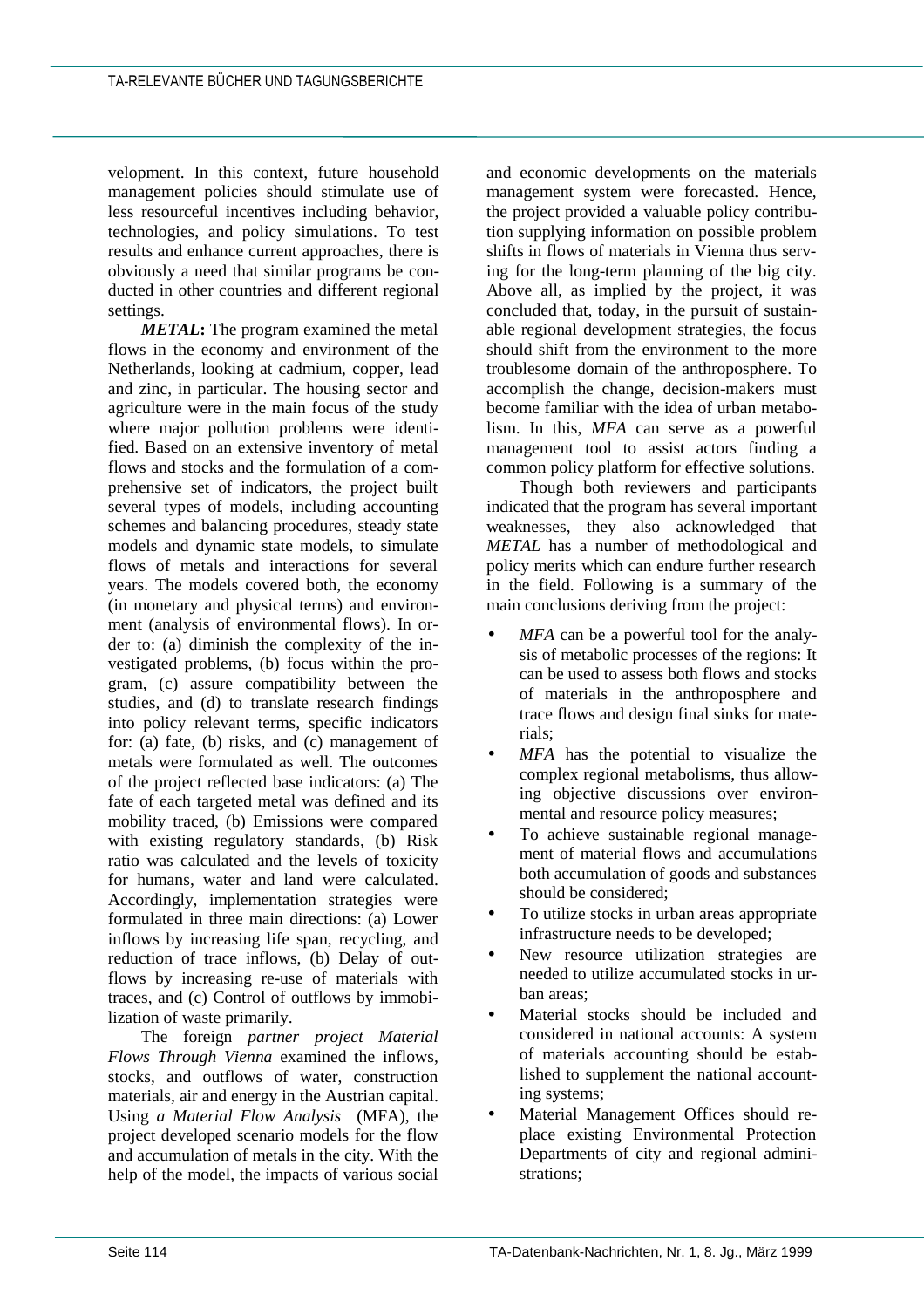velopment. In this context, future household management policies should stimulate use of less resourceful incentives including behavior, technologies, and policy simulations. To test results and enhance current approaches, there is obviously a need that similar programs be conducted in other countries and different regional settings.

***METAL*:** The program examined the metal flows in the economy and environment of the Netherlands, looking at cadmium, copper, lead and zinc, in particular. The housing sector and agriculture were in the main focus of the study where major pollution problems were identified. Based on an extensive inventory of metal flows and stocks and the formulation of a comprehensive set of indicators, the project built several types of models, including accounting schemes and balancing procedures, steady state models and dynamic state models, to simulate flows of metals and interactions for several years. The models covered both, the economy (in monetary and physical terms) and environment (analysis of environmental flows). In order to: (a) diminish the complexity of the investigated problems, (b) focus within the program, (c) assure compatibility between the studies, and (d) to translate research findings into policy relevant terms, specific indicators for: (a) fate, (b) risks, and (c) management of metals were formulated as well. The outcomes of the project reflected base indicators: (a) The fate of each targeted metal was defined and its mobility traced, (b) Emissions were compared with existing regulatory standards, (b) Risk ratio was calculated and the levels of toxicity for humans, water and land were calculated. Accordingly, implementation strategies were formulated in three main directions: (a) Lower inflows by increasing life span, recycling, and reduction of trace inflows, (b) Delay of outflows by increasing re-use of materials with traces, and (c) Control of outflows by immobilization of waste primarily.

The foreign *partner project Material Flows Through Vienna* examined the inflows, stocks, and outflows of water, construction materials, air and energy in the Austrian capital. Using *a Material Flow Analysis* (MFA), the project developed scenario models for the flow and accumulation of metals in the city. With the help of the model, the impacts of various social and economic developments on the materials management system were forecasted. Hence, the project provided a valuable policy contribution supplying information on possible problem shifts in flows of materials in Vienna thus serving for the long-term planning of the big city. Above all, as implied by the project, it was concluded that, today, in the pursuit of sustainable regional development strategies, the focus should shift from the environment to the more troublesome domain of the anthroposphere. To accomplish the change, decision-makers must become familiar with the idea of urban metabolism. In this, *MFA* can serve as a powerful management tool to assist actors finding a common policy platform for effective solutions.

Though both reviewers and participants indicated that the program has several important weaknesses, they also acknowledged that *METAL* has a number of methodological and policy merits which can endure further research in the field. Following is a summary of the main conclusions deriving from the project:

- *MFA* can be a powerful tool for the analysis of metabolic processes of the regions: It can be used to assess both flows and stocks of materials in the anthroposphere and trace flows and design final sinks for materials;
- *MFA* has the potential to visualize the complex regional metabolisms, thus allowing objective discussions over environmental and resource policy measures;
- To achieve sustainable regional management of material flows and accumulations both accumulation of goods and substances should be considered;
- To utilize stocks in urban areas appropriate infrastructure needs to be developed;
- New resource utilization strategies are needed to utilize accumulated stocks in urban areas;
- Material stocks should be included and considered in national accounts: A system of materials accounting should be established to supplement the national accounting systems;
- Material Management Offices should replace existing Environmental Protection Departments of city and regional administrations;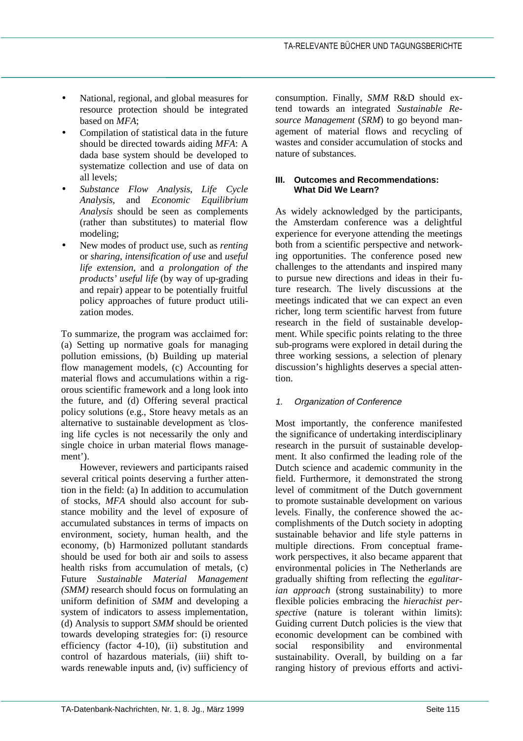- National, regional, and global measures for resource protection should be integrated based on *MFA*;
- Compilation of statistical data in the future should be directed towards aiding *MFA*: A dada base system should be developed to systematize collection and use of data on all levels;
- *Substance Flow Analysis*, *Life Cycle Analysis*, and *Economic Equilibrium Analysis* should be seen as complements (rather than substitutes) to material flow modeling;
- New modes of product use, such as *renting* or *sharing*, *intensification of use* and *useful life extension*, and *a prolongation of the products' useful life* (by way of up-grading and repair) appear to be potentially fruitful policy approaches of future product utilization modes.

To summarize, the program was acclaimed for: (a) Setting up normative goals for managing pollution emissions, (b) Building up material flow management models, (c) Accounting for material flows and accumulations within a rigorous scientific framework and a long look into the future, and (d) Offering several practical policy solutions (e.g., Store heavy metals as an alternative to sustainable development as 'closing life cycles is not necessarily the only and single choice in urban material flows management').

However, reviewers and participants raised several critical points deserving a further attention in the field: (a) In addition to accumulation of stocks, *MFA* should also account for substance mobility and the level of exposure of accumulated substances in terms of impacts on environment, society, human health, and the economy, (b) Harmonized pollutant standards should be used for both air and soils to assess health risks from accumulation of metals, (c) Future *Sustainable Material Management (SMM)* research should focus on formulating an uniform definition of *SMM* and developing a system of indicators to assess implementation, (d) Analysis to support *SMM* should be oriented towards developing strategies for: (i) resource efficiency (factor 4-10), (ii) substitution and control of hazardous materials, (iii) shift towards renewable inputs and, (iv) sufficiency of consumption. Finally, *SMM* R&D should extend towards an integrated *Sustainable Resource Management* (*SRM*) to go beyond management of material flows and recycling of wastes and consider accumulation of stocks and nature of substances.

## III. Outcomes and Recommendations: What Did We Learn?

As widely acknowledged by the participants, the Amsterdam conference was a delightful experience for everyone attending the meetings both from a scientific perspective and networking opportunities. The conference posed new challenges to the attendants and inspired many to pursue new directions and ideas in their future research. The lively discussions at the meetings indicated that we can expect an even richer, long term scientific harvest from future research in the field of sustainable development. While specific points relating to the three sub-programs were explored in detail during the three working sessions, a selection of plenary discussion's highlights deserves a special attention.

### 1. Organization of Conference

Most importantly, the conference manifested the significance of undertaking interdisciplinary research in the pursuit of sustainable development. It also confirmed the leading role of the Dutch science and academic community in the field. Furthermore, it demonstrated the strong level of commitment of the Dutch government to promote sustainable development on various levels. Finally, the conference showed the accomplishments of the Dutch society in adopting sustainable behavior and life style patterns in multiple directions. From conceptual framework perspectives, it also became apparent that environmental policies in The Netherlands are gradually shifting from reflecting the *egalitarian approach* (strong sustainability) to more flexible policies embracing the *hierachist perspective* (nature is tolerant within limits): Guiding current Dutch policies is the view that economic development can be combined with social responsibility and environmental sustainability. Overall, by building on a far ranging history of previous efforts and activi-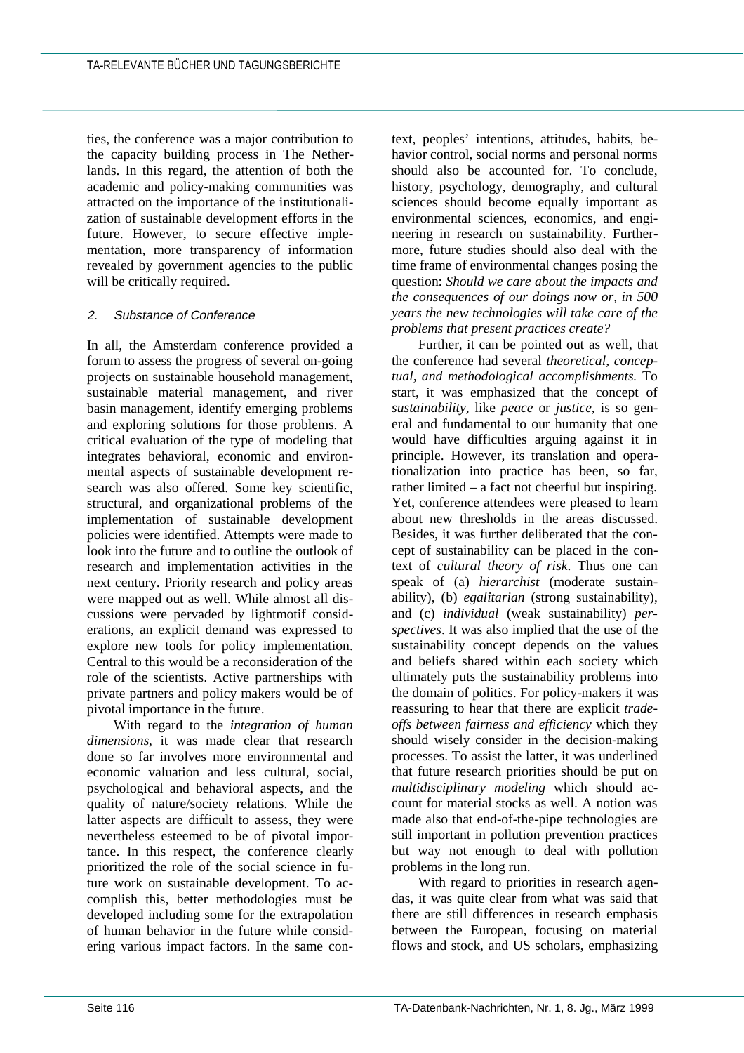ties, the conference was a major contribution to the capacity building process in The Netherlands. In this regard, the attention of both the academic and policy-making communities was attracted on the importance of the institutionalization of sustainable development efforts in the future. However, to secure effective implementation, more transparency of information revealed by government agencies to the public will be critically required.

## 2. Substance of Conference

In all, the Amsterdam conference provided a forum to assess the progress of several on-going projects on sustainable household management, sustainable material management, and river basin management, identify emerging problems and exploring solutions for those problems. A critical evaluation of the type of modeling that integrates behavioral, economic and environmental aspects of sustainable development research was also offered. Some key scientific, structural, and organizational problems of the implementation of sustainable development policies were identified. Attempts were made to look into the future and to outline the outlook of research and implementation activities in the next century. Priority research and policy areas were mapped out as well. While almost all discussions were pervaded by lightmotif considerations, an explicit demand was expressed to explore new tools for policy implementation. Central to this would be a reconsideration of the role of the scientists. Active partnerships with private partners and policy makers would be of pivotal importance in the future.

With regard to the *integration of human dimensions*, it was made clear that research done so far involves more environmental and economic valuation and less cultural, social, psychological and behavioral aspects, and the quality of nature/society relations. While the latter aspects are difficult to assess, they were nevertheless esteemed to be of pivotal importance. In this respect, the conference clearly prioritized the role of the social science in future work on sustainable development. To accomplish this, better methodologies must be developed including some for the extrapolation of human behavior in the future while considering various impact factors. In the same context, peoples' intentions, attitudes, habits, behavior control, social norms and personal norms should also be accounted for. To conclude, history, psychology, demography, and cultural sciences should become equally important as environmental sciences, economics, and engineering in research on sustainability. Furthermore, future studies should also deal with the time frame of environmental changes posing the question: *Should we care about the impacts and the consequences of our doings now or, in 500 years the new technologies will take care of the problems that present practices create?*

Further, it can be pointed out as well, that the conference had several *theoretical, conceptual, and methodological accomplishments.* To start, it was emphasized that the concept of *sustainability*, like *peace* or *justice*, is so general and fundamental to our humanity that one would have difficulties arguing against it in principle. However, its translation and operationalization into practice has been, so far, rather limited – a fact not cheerful but inspiring. Yet, conference attendees were pleased to learn about new thresholds in the areas discussed. Besides, it was further deliberated that the concept of sustainability can be placed in the context of *cultural theory of risk*. Thus one can speak of (a) *hierarchist* (moderate sustainability), (b) *egalitarian* (strong sustainability), and (c) *individual* (weak sustainability) *perspectives*. It was also implied that the use of the sustainability concept depends on the values and beliefs shared within each society which ultimately puts the sustainability problems into the domain of politics. For policy-makers it was reassuring to hear that there are explicit *trade-offs between fairness and efficiency* which they should wisely consider in the decision-making processes. To assist the latter, it was underlined that future research priorities should be put on *multidisciplinary modeling* which should account for material stocks as well. A notion was made also that end-of-the-pipe technologies are still important in pollution prevention practices but way not enough to deal with pollution problems in the long run.

With regard to priorities in research agendas, it was quite clear from what was said that there are still differences in research emphasis between the European, focusing on material flows and stock, and US scholars, emphasizing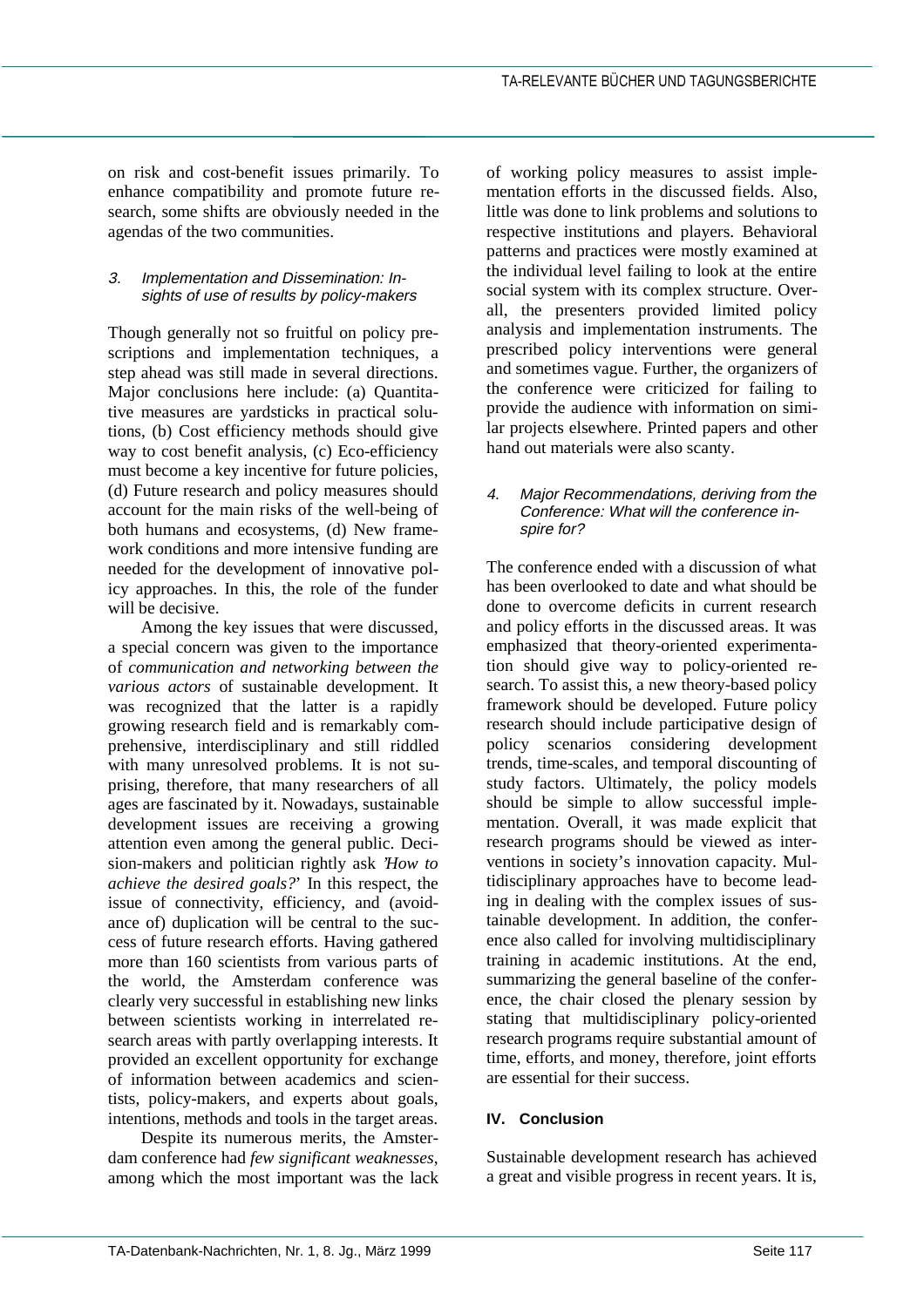on risk and cost-benefit issues primarily. To enhance compatibility and promote future research, some shifts are obviously needed in the agendas of the two communities.

### *3. Implementation and Dissemination: Insights of use of results by policy-makers*

Though generally not so fruitful on policy prescriptions and implementation techniques, a step ahead was still made in several directions. Major conclusions here include: (a) Quantitative measures are yardsticks in practical solutions, (b) Cost efficiency methods should give way to cost benefit analysis, (c) Eco-efficiency must become a key incentive for future policies, (d) Future research and policy measures should account for the main risks of the well-being of both humans and ecosystems, (d) New framework conditions and more intensive funding are needed for the development of innovative policy approaches. In this, the role of the funder will be decisive.

Among the key issues that were discussed, a special concern was given to the importance of *communication and networking between the various actors* of sustainable development. It was recognized that the latter is a rapidly growing research field and is remarkably comprehensive, interdisciplinary and still riddled with many unresolved problems. It is not suprising, therefore, that many researchers of all ages are fascinated by it. Nowadays, sustainable development issues are receiving a growing attention even among the general public. Decision-makers and politician rightly ask '*How to achieve the desired goals?*' In this respect, the issue of connectivity, efficiency, and (avoidance of) duplication will be central to the success of future research efforts. Having gathered more than 160 scientists from various parts of the world, the Amsterdam conference was clearly very successful in establishing new links between scientists working in interrelated research areas with partly overlapping interests. It provided an excellent opportunity for exchange of information between academics and scientists, policy-makers, and experts about goals, intentions, methods and tools in the target areas.

Despite its numerous merits, the Amsterdam conference had *few significant weaknesses*, among which the most important was the lack of working policy measures to assist implementation efforts in the discussed fields. Also, little was done to link problems and solutions to respective institutions and players. Behavioral patterns and practices were mostly examined at the individual level failing to look at the entire social system with its complex structure. Overall, the presenters provided limited policy analysis and implementation instruments. The prescribed policy interventions were general and sometimes vague. Further, the organizers of the conference were criticized for failing to provide the audience with information on similar projects elsewhere. Printed papers and other hand out materials were also scanty.

### *4. Major Recommendations, deriving from the Conference: What will the conference inspire for?*

The conference ended with a discussion of what has been overlooked to date and what should be done to overcome deficits in current research and policy efforts in the discussed areas. It was emphasized that theory-oriented experimentation should give way to policy-oriented research. To assist this, a new theory-based policy framework should be developed. Future policy research should include participative design of policy scenarios considering development trends, time-scales, and temporal discounting of study factors. Ultimately, the policy models should be simple to allow successful implementation. Overall, it was made explicit that research programs should be viewed as interventions in society's innovation capacity. Multidisciplinary approaches have to become leading in dealing with the complex issues of sustainable development. In addition, the conference also called for involving multidisciplinary training in academic institutions. At the end, summarizing the general baseline of the conference, the chair closed the plenary session by stating that multidisciplinary policy-oriented research programs require substantial amount of time, efforts, and money, therefore, joint efforts are essential for their success.

## IV. Conclusion

Sustainable development research has achieved a great and visible progress in recent years. It is,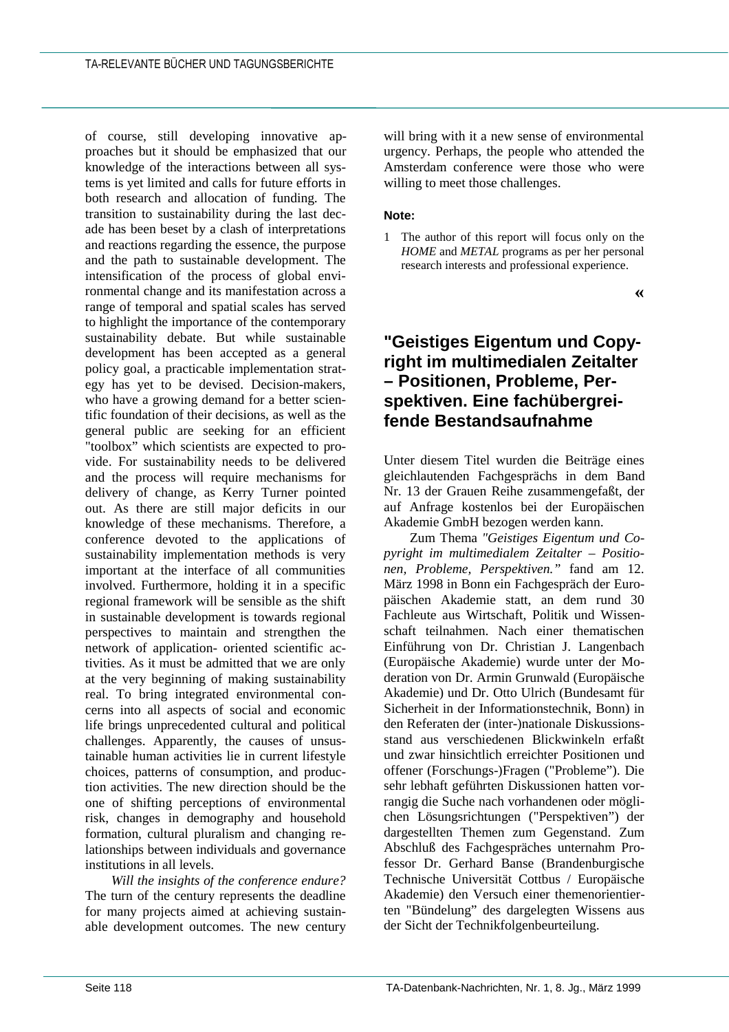of course, still developing innovative approaches but it should be emphasized that our knowledge of the interactions between all systems is yet limited and calls for future efforts in both research and allocation of funding. The transition to sustainability during the last decade has been beset by a clash of interpretations and reactions regarding the essence, the purpose and the path to sustainable development. The intensification of the process of global environmental change and its manifestation across a range of temporal and spatial scales has served to highlight the importance of the contemporary sustainability debate. But while sustainable development has been accepted as a general policy goal, a practicable implementation strategy has yet to be devised. Decision-makers, who have a growing demand for a better scientific foundation of their decisions, as well as the general public are seeking for an efficient "toolbox" which scientists are expected to provide. For sustainability needs to be delivered and the process will require mechanisms for delivery of change, as Kerry Turner pointed out. As there are still major deficits in our knowledge of these mechanisms. Therefore, a conference devoted to the applications of sustainability implementation methods is very important at the interface of all communities involved. Furthermore, holding it in a specific regional framework will be sensible as the shift in sustainable development is towards regional perspectives to maintain and strengthen the network of application- oriented scientific activities. As it must be admitted that we are only at the very beginning of making sustainability real. To bring integrated environmental concerns into all aspects of social and economic life brings unprecedented cultural and political challenges. Apparently, the causes of unsustainable human activities lie in current lifestyle choices, patterns of consumption, and production activities. The new direction should be the one of shifting perceptions of environmental risk, changes in demography and household formation, cultural pluralism and changing relationships between individuals and governance institutions in all levels.

*Will the insights of the conference endure?* The turn of the century represents the deadline for many projects aimed at achieving sustainable development outcomes. The new century will bring with it a new sense of environmental urgency. Perhaps, the people who attended the Amsterdam conference were those who were willing to meet those challenges.

**Note:**

1 The author of this report will focus only on the *HOME* and *METAL* programs as per her personal research interests and professional experience.

«

## "Geistiges Eigentum und Copyright im multimedialen Zeitalter – Positionen, Probleme, Perspektiven. Eine fachübergreifende Bestandsaufnahme

Unter diesem Titel wurden die Beiträge eines gleichlautenden Fachgesprächs in dem Band Nr. 13 der Grauen Reihe zusammengefaßt, der auf Anfrage kostenlos bei der Europäischen Akademie GmbH bezogen werden kann.

Zum Thema *"Geistiges Eigentum und Copyright im multimedialem Zeitalter – Positionen, Probleme, Perspektiven."* fand am 12. März 1998 in Bonn ein Fachgespräch der Europäischen Akademie statt, an dem rund 30 Fachleute aus Wirtschaft, Politik und Wissenschaft teilnahmen. Nach einer thematischen Einführung von Dr. Christian J. Langenbach (Europäische Akademie) wurde unter der Moderation von Dr. Armin Grunwald (Europäische Akademie) und Dr. Otto Ulrich (Bundesamt für Sicherheit in der Informationstechnik, Bonn) in den Referaten der (inter-)nationale Diskussionsstand aus verschiedenen Blickwinkeln erfaßt und zwar hinsichtlich erreichter Positionen und offener (Forschungs-)Fragen ("Probleme"). Die sehr lebhaft geführten Diskussionen hatten vorrangig die Suche nach vorhandenen oder möglichen Lösungsrichtungen ("Perspektiven") der dargestellten Themen zum Gegenstand. Zum Abschluß des Fachgespräches unternahm Professor Dr. Gerhard Banse (Brandenburgische Technische Universität Cottbus / Europäische Akademie) den Versuch einer themenorientierten "Bündelung" des dargelegten Wissens aus der Sicht der Technikfolgenbeurteilung.